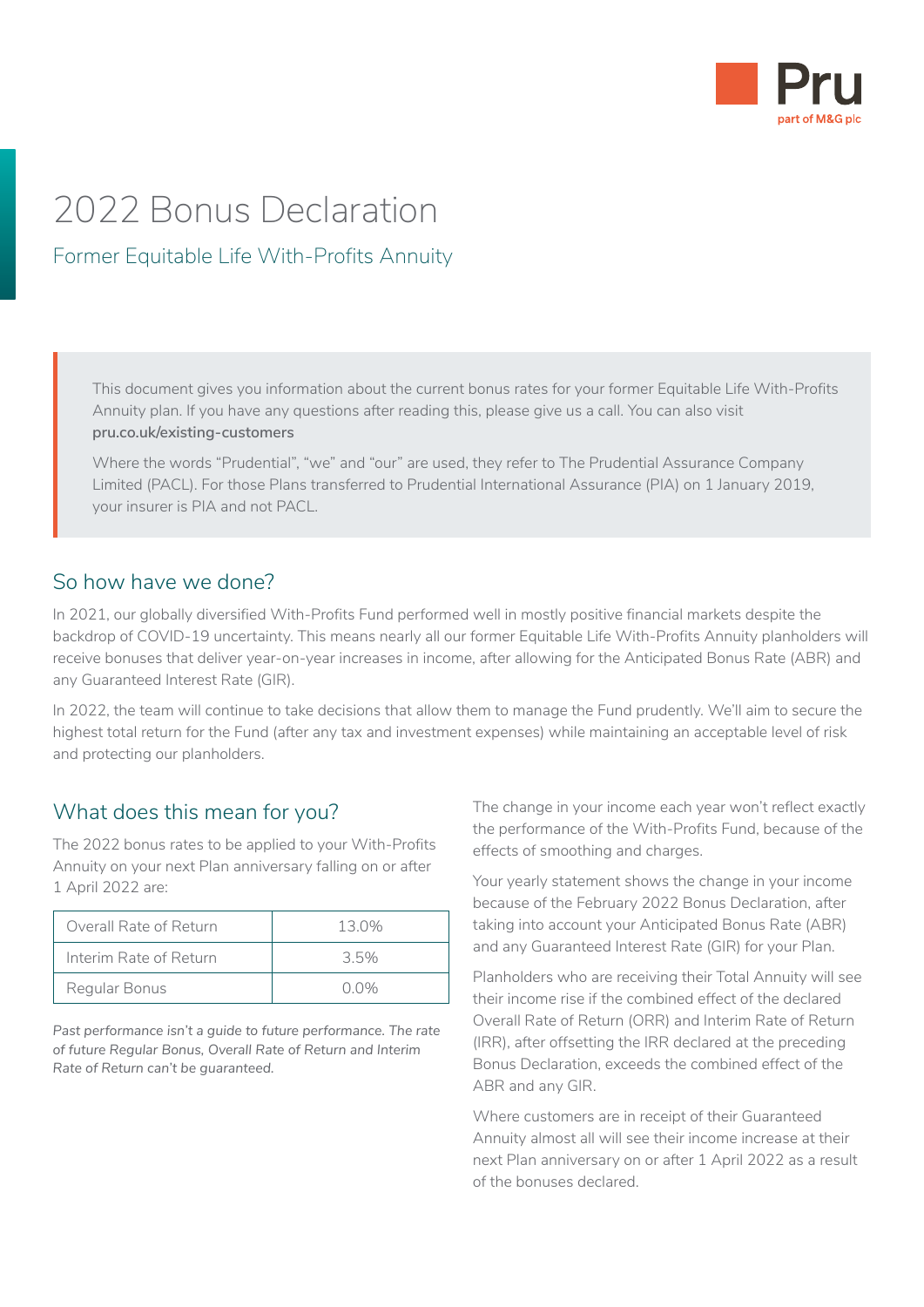# 2022 Bonus Declaration

## Former Equitable Life With-Profits Annuity

This document gives you information about the current bonus rates for your former Equitable Life With-Profits Annuity plan. If you have any questions after reading this, please give us a call. You can also visit **pru.co.uk/existing-customers**

Where the words "Prudential", "we" and "our" are used, they refer to The Prudential Assurance Company Limited (PACL). For those Plans transferred to Prudential International Assurance (PIA) on 1 January 2019, your insurer is PIA and not PACL.

## So how have we done?

In 2021, our globally diversified With-Profits Fund performed well in mostly positive financial markets despite the backdrop of COVID-19 uncertainty. This means nearly all our former Equitable Life With-Profits Annuity planholders will receive bonuses that deliver year-on-year increases in income, after allowing for the Anticipated Bonus Rate (ABR) and any Guaranteed Interest Rate (GIR).

In 2022, the team will continue to take decisions that allow them to manage the Fund prudently. We'll aim to secure the highest total return for the Fund (after any tax and investment expenses) while maintaining an acceptable level of risk and protecting our planholders.

## What does this mean for you?

The 2022 bonus rates to be applied to your With-Profits Annuity on your next Plan anniversary falling on or after 1 April 2022 are:

| | |
|---|---|
| Overall Rate of Return | 13.0% |
| Interim Rate of Return | 3.5% |
| Regular Bonus | 0.0% |

*Past performance isn't a guide to future performance. The rate of future Regular Bonus, Overall Rate of Return and Interim Rate of Return can't be guaranteed.*

The change in your income each year won't reflect exactly the performance of the With-Profits Fund, because of the effects of smoothing and charges.

Your yearly statement shows the change in your income because of the February 2022 Bonus Declaration, after taking into account your Anticipated Bonus Rate (ABR) and any Guaranteed Interest Rate (GIR) for your Plan.

Planholders who are receiving their Total Annuity will see their income rise if the combined effect of the declared Overall Rate of Return (ORR) and Interim Rate of Return (IRR), after offsetting the IRR declared at the preceding Bonus Declaration, exceeds the combined effect of the ABR and any GIR.

Where customers are in receipt of their Guaranteed Annuity almost all will see their income increase at their next Plan anniversary on or after 1 April 2022 as a result of the bonuses declared.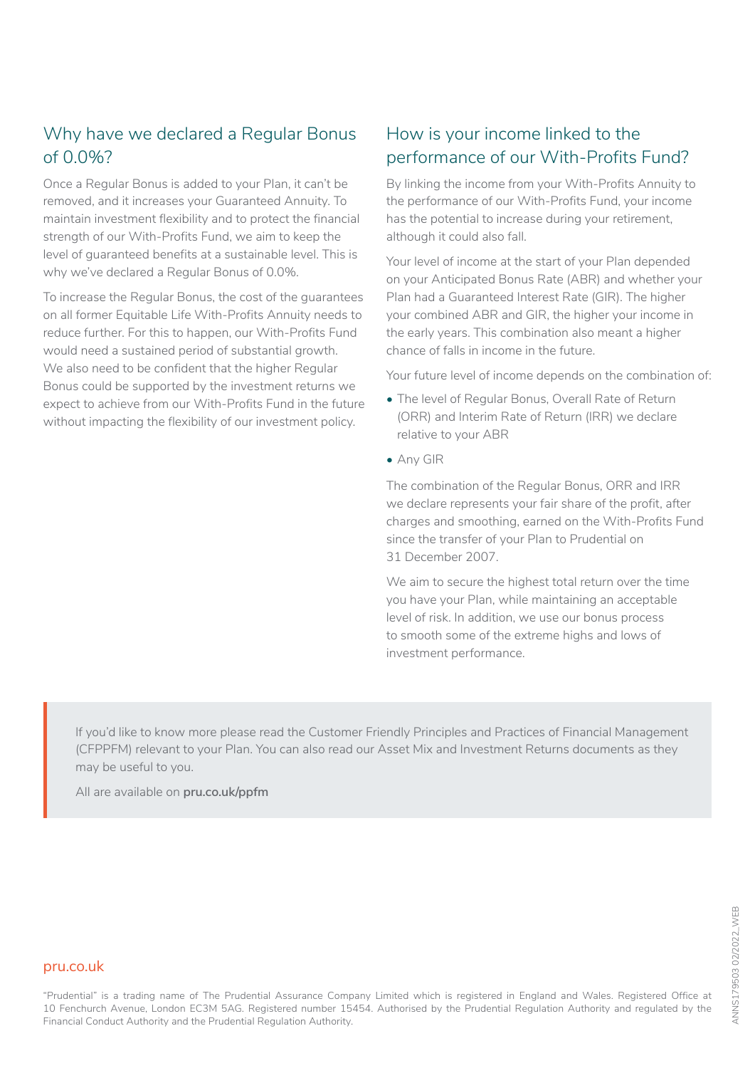## Why have we declared a Regular Bonus of 0.0%?

Once a Regular Bonus is added to your Plan, it can't be removed, and it increases your Guaranteed Annuity. To maintain investment flexibility and to protect the financial strength of our With-Profits Fund, we aim to keep the level of guaranteed benefits at a sustainable level. This is why we've declared a Regular Bonus of 0.0%.

To increase the Regular Bonus, the cost of the guarantees on all former Equitable Life With-Profits Annuity needs to reduce further. For this to happen, our With-Profits Fund would need a sustained period of substantial growth. We also need to be confident that the higher Regular Bonus could be supported by the investment returns we expect to achieve from our With-Profits Fund in the future without impacting the flexibility of our investment policy.

## How is your income linked to the performance of our With-Profits Fund?

By linking the income from your With-Profits Annuity to the performance of our With-Profits Fund, your income has the potential to increase during your retirement, although it could also fall.

Your level of income at the start of your Plan depended on your Anticipated Bonus Rate (ABR) and whether your Plan had a Guaranteed Interest Rate (GIR). The higher your combined ABR and GIR, the higher your income in the early years. This combination also meant a higher chance of falls in income in the future.

Your future level of income depends on the combination of:

- The level of Regular Bonus, Overall Rate of Return (ORR) and Interim Rate of Return (IRR) we declare relative to your ABR
- Any GIR

The combination of the Regular Bonus, ORR and IRR we declare represents your fair share of the profit, after charges and smoothing, earned on the With-Profits Fund since the transfer of your Plan to Prudential on 31 December 2007.

We aim to secure the highest total return over the time you have your Plan, while maintaining an acceptable level of risk. In addition, we use our bonus process to smooth some of the extreme highs and lows of investment performance.

If you'd like to know more please read the Customer Friendly Principles and Practices of Financial Management (CFPPFM) relevant to your Plan. You can also read our Asset Mix and Investment Returns documents as they may be useful to you.

All are available on **pru.co.uk/ppfm**

pru.co.uk

"Prudential" is a trading name of The Prudential Assurance Company Limited which is registered in England and Wales. Registered Office at 10 Fenchurch Avenue, London EC3M 5AG. Registered number 15454. Authorised by the Prudential Regulation Authority and regulated by the Financial Conduct Authority and the Prudential Regulation Authority.

ANNS179503 02/2022_WEB